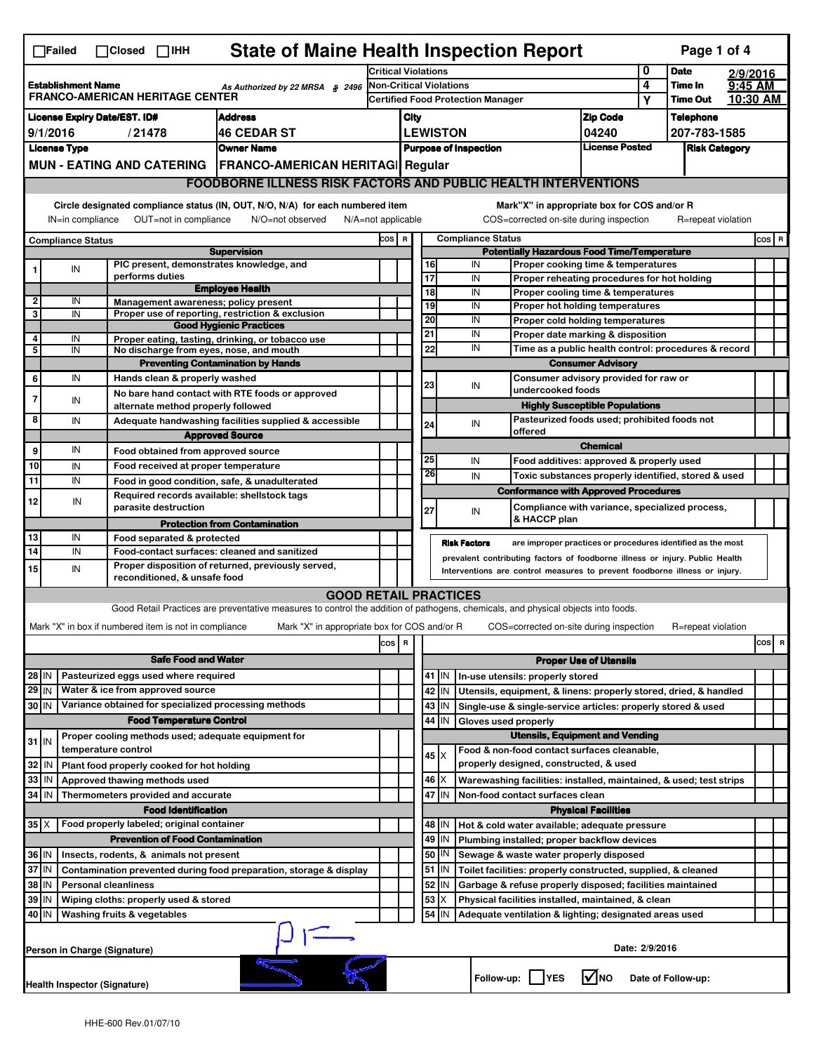☐Failed ☐Closed ☐IHH

# State of Maine Health Inspection Report

| Establishment Name | As Authorized by 22 MRSA § 2496 | Critical Violations | 0 | Date | 2/9/2016 |
|---|---|---|---|---|---|
| FRANCO-AMERICAN HERITAGE CENTER | | Non-Critical Violations | 4 | Time In | 9:45 AM |
| | | Certified Food Protection Manager | Y | Time Out | 10:30 AM |

| License Expiry Date/EST. ID# | Address | City | Zip Code | Telephone |
|---|---|---|---|---|
| 9/1/2016 / 21478 | 46 CEDAR ST | LEWISTON | 04240 | 207-783-1585 |

| License Type | Owner Name | Purpose of Inspection | License Posted | Risk Category |
|---|---|---|---|---|
| MUN - EATING AND CATERING | FRANCO-AMERICAN HERITAGI | Regular | | |

## FOODBORNE ILLNESS RISK FACTORS AND PUBLIC HEALTH INTERVENTIONS

Circle designated compliance status (IN, OUT, N/O, N/A) for each numbered item. IN=in compliance OUT=not in compliance N/O=not observed N/A=not applicable

Mark "X" in appropriate box for COS and/or R. COS=corrected on-site during inspection R=repeat violation

| # | Compliance Status | Item | COS | R |
|---|---|---|---|---|
| | | **Supervision** | | |
| 1 | IN | PIC present, demonstrates knowledge, and performs duties | | |
| | | **Employee Health** | | |
| 2 | IN | Management awareness; policy present | | |
| 3 | IN | Proper use of reporting, restriction & exclusion | | |
| | | **Good Hygienic Practices** | | |
| 4 | IN | Proper eating, tasting, drinking, or tobacco use | | |
| 5 | IN | No discharge from eyes, nose, and mouth | | |
| | | **Preventing Contamination by Hands** | | |
| 6 | IN | Hands clean & properly washed | | |
| 7 | IN | No bare hand contact with RTE foods or approved alternate method properly followed | | |
| 8 | IN | Adequate handwashing facilities supplied & accessible | | |
| | | **Approved Source** | | |
| 9 | IN | Food obtained from approved source | | |
| 10 | IN | Food received at proper temperature | | |
| 11 | IN | Food in good condition, safe, & unadulterated | | |
| 12 | IN | Required records available: shellstock tags parasite destruction | | |
| | | **Protection from Contamination** | | |
| 13 | IN | Food separated & protected | | |
| 14 | IN | Food-contact surfaces: cleaned and sanitized | | |
| 15 | IN | Proper disposition of returned, previously served, reconditioned, & unsafe food | | |
| | | **Potentially Hazardous Food Time/Temperature** | | |
| 16 | IN | Proper cooking time & temperatures | | |
| 17 | IN | Proper reheating procedures for hot holding | | |
| 18 | IN | Proper cooling time & temperatures | | |
| 19 | IN | Proper hot holding temperatures | | |
| 20 | IN | Proper cold holding temperatures | | |
| 21 | IN | Proper date marking & disposition | | |
| 22 | IN | Time as a public health control: procedures & record | | |
| | | **Consumer Advisory** | | |
| 23 | IN | Consumer advisory provided for raw or undercooked foods | | |
| | | **Highly Susceptible Populations** | | |
| 24 | IN | Pasteurized foods used; prohibited foods not offered | | |
| | | **Chemical** | | |
| 25 | IN | Food additives: approved & properly used | | |
| 26 | IN | Toxic substances properly identified, stored & used | | |
| | | **Conformance with Approved Procedures** | | |
| 27 | IN | Compliance with variance, specialized process, & HACCP plan | | |

**Risk Factors** are improper practices or procedures identified as the most prevalent contributing factors of foodborne illness or injury. Public Health Interventions are control measures to prevent foodborne illness or injury.

## GOOD RETAIL PRACTICES

Good Retail Practices are preventative measures to control the addition of pathogens, chemicals, and physical objects into foods.

Mark "X" in box if numbered item is not in compliance. Mark "X" in appropriate box for COS and/or R. COS=corrected on-site during inspection R=repeat violation

| # | Status | Item | COS | R |
|---|---|---|---|---|
| | | **Safe Food and Water** | | |
| 28 | IN | Pasteurized eggs used where required | | |
| 29 | IN | Water & ice from approved source | | |
| 30 | IN | Variance obtained for specialized processing methods | | |
| | | **Food Temperature Control** | | |
| 31 | IN | Proper cooling methods used; adequate equipment for temperature control | | |
| 32 | IN | Plant food properly cooked for hot holding | | |
| 33 | IN | Approved thawing methods used | | |
| 34 | IN | Thermometers provided and accurate | | |
| | | **Food Identification** | | |
| 35 | X | Food properly labeled; original container | | |
| | | **Prevention of Food Contamination** | | |
| 36 | IN | Insects, rodents, & animals not present | | |
| 37 | IN | Contamination prevented during food preparation, storage & display | | |
| 38 | IN | Personal cleanliness | | |
| 39 | IN | Wiping cloths: properly used & stored | | |
| 40 | IN | Washing fruits & vegetables | | |
| | | **Proper Use of Utensils** | | |
| 41 | IN | In-use utensils: properly stored | | |
| 42 | IN | Utensils, equipment, & linens: properly stored, dried, & handled | | |
| 43 | IN | Single-use & single-service articles: properly stored & used | | |
| 44 | IN | Gloves used properly | | |
| | | **Utensils, Equipment and Vending** | | |
| 45 | X | Food & non-food contact surfaces cleanable, properly designed, constructed, & used | | |
| 46 | X | Warewashing facilities: installed, maintained, & used; test strips | | |
| 47 | IN | Non-food contact surfaces clean | | |
| | | **Physical Facilities** | | |
| 48 | IN | Hot & cold water available; adequate pressure | | |
| 49 | IN | Plumbing installed; proper backflow devices | | |
| 50 | IN | Sewage & waste water properly disposed | | |
| 51 | IN | Toilet facilities: properly constructed, supplied, & cleaned | | |
| 52 | IN | Garbage & refuse properly disposed; facilities maintained | | |
| 53 | X | Physical facilities installed, maintained, & clean | | |
| 54 | IN | Adequate ventilation & lighting; designated areas used | | |

Person in Charge (Signature) Date: 2/9/2016

Health Inspector (Signature) Follow-up: ☐ YES ☑ NO Date of Follow-up:

HHE-600 Rev.01/07/10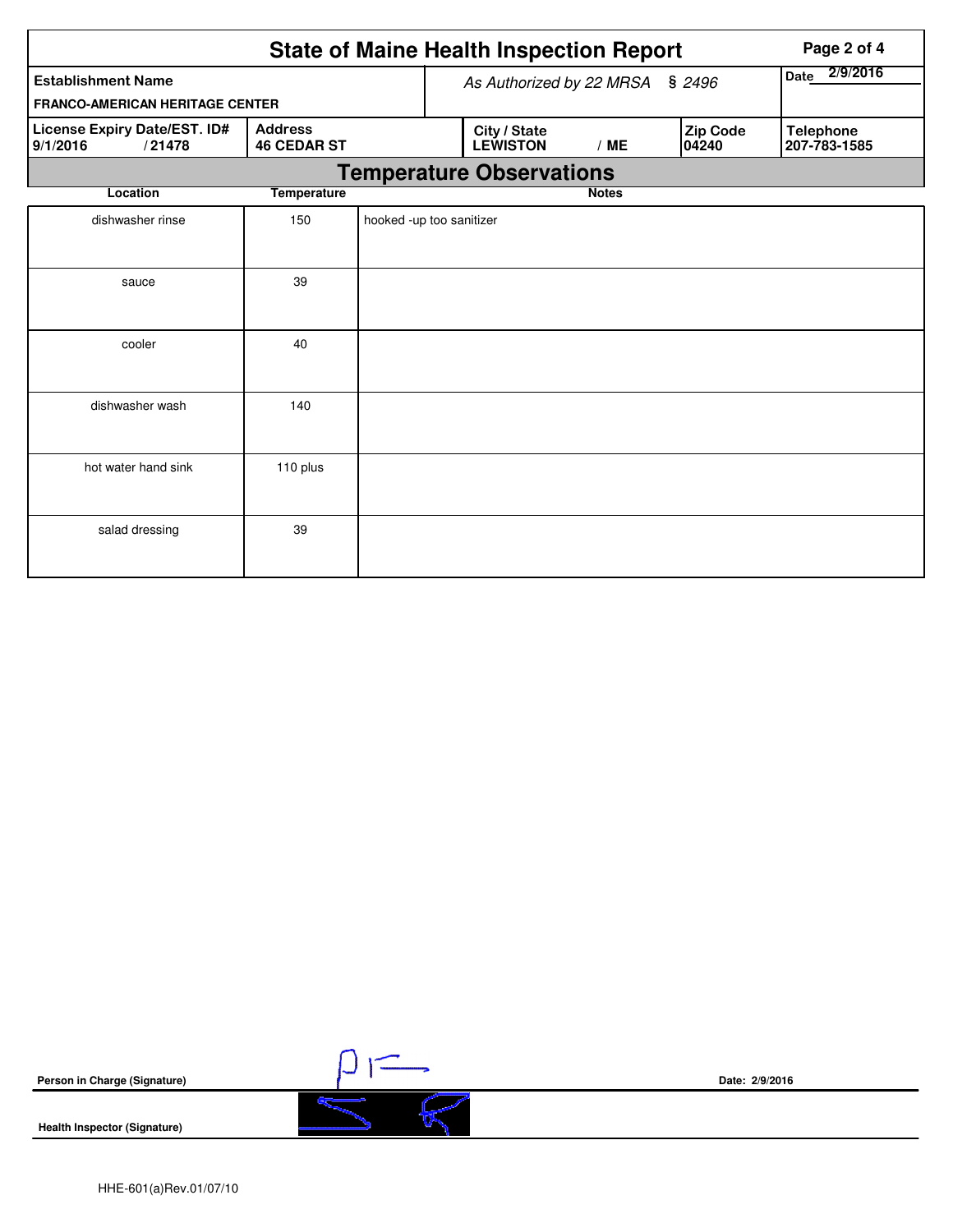# State of Maine Health Inspection Report

| Establishment Name | As Authorized by 22 MRSA § 2496 | Date 2/9/2016 |
|---|---|---|
| FRANCO-AMERICAN HERITAGE CENTER | | |

| License Expiry Date/EST. ID# | Address | City / State | Zip Code | Telephone |
|---|---|---|---|---|
| 9/1/2016 / 21478 | 46 CEDAR ST | LEWISTON / ME | 04240 | 207-783-1585 |

## Temperature Observations

| Location | Temperature | Notes |
|---|---|---|
| dishwasher rinse | 150 | hooked -up too sanitizer |
| sauce | 39 | |
| cooler | 40 | |
| dishwasher wash | 140 | |
| hot water hand sink | 110 plus | |
| salad dressing | 39 | |

**Person in Charge (Signature)** Date: 2/9/2016

**Health Inspector (Signature)**

HHE-601(a)Rev.01/07/10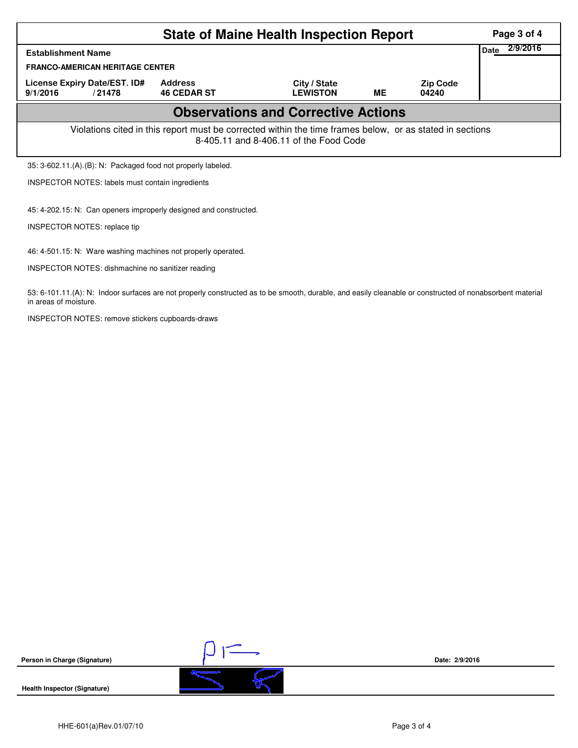# State of Maine Health Inspection Report

| Establishment Name | | | | | | Date 2/9/2016 |
|---|---|---|---|---|---|---|
| FRANCO-AMERICAN HERITAGE CENTER | | | | | | |
| License Expiry Date/EST. ID# | | Address | City / State | | Zip Code | |
| 9/1/2016 | / 21478 | 46 CEDAR ST | LEWISTON | ME | 04240 | |

## Observations and Corrective Actions

Violations cited in this report must be corrected within the time frames below, or as stated in sections 8-405.11 and 8-406.11 of the Food Code

35: 3-602.11.(A).(B): N: Packaged food not properly labeled.

INSPECTOR NOTES: labels must contain ingredients

45: 4-202.15: N: Can openers improperly designed and constructed.

INSPECTOR NOTES: replace tip

46: 4-501.15: N: Ware washing machines not properly operated.

INSPECTOR NOTES: dishmachine no sanitizer reading

53: 6-101.11.(A): N: Indoor surfaces are not properly constructed as to be smooth, durable, and easily cleanable or constructed of nonabsorbent material in areas of moisture.

INSPECTOR NOTES: remove stickers cupboards-draws

**Person in Charge (Signature)** Date: 2/9/2016

**Health Inspector (Signature)**

HHE-601(a)Rev.01/07/10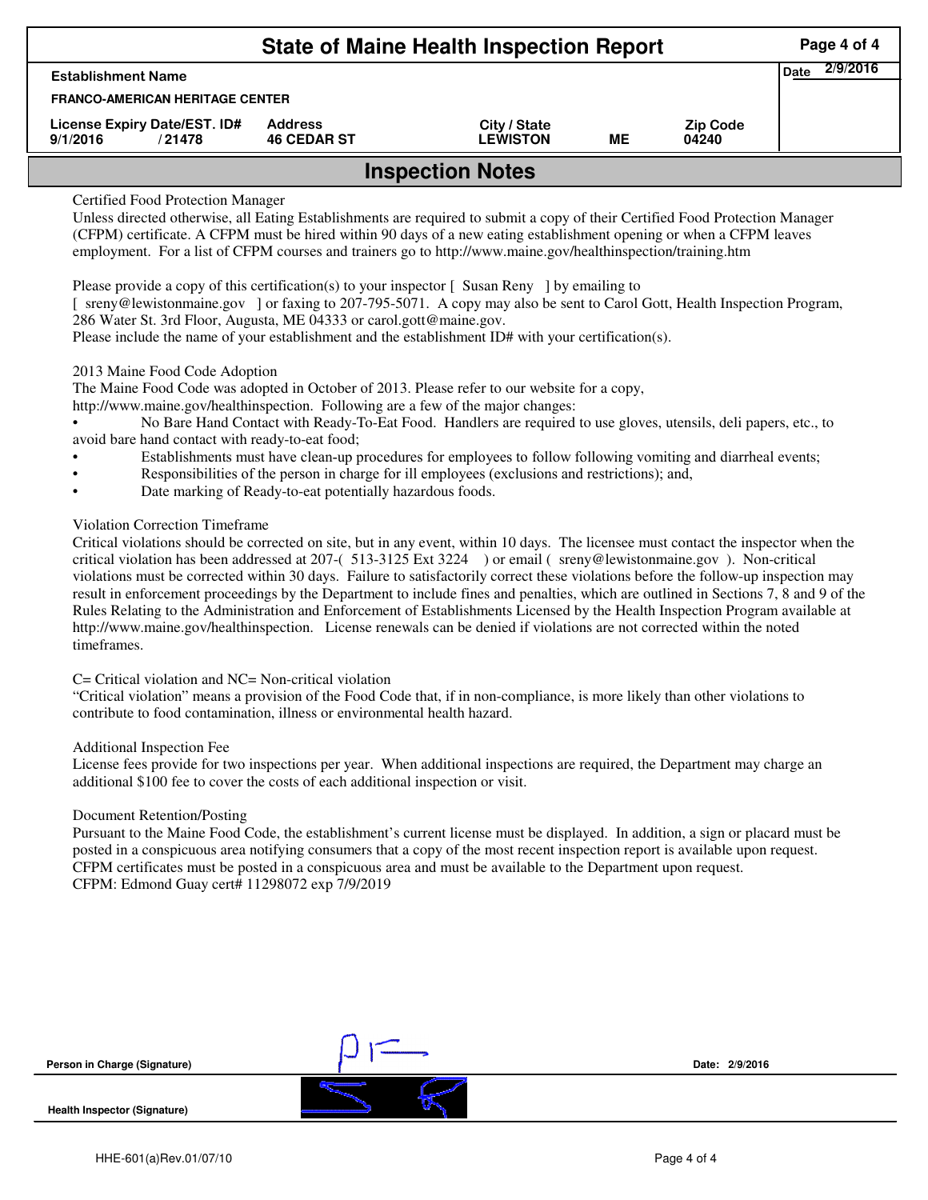# State of Maine Health Inspection Report

| Establishment Name | | | | | Date 2/9/2016 |
|---|---|---|---|---|---|
| FRANCO-AMERICAN HERITAGE CENTER | | | | | |
| License Expiry Date/EST. ID# | Address | City / State | | Zip Code | |
| 9/1/2016 / 21478 | 46 CEDAR ST | LEWISTON | ME | 04240 | |

## Inspection Notes

Certified Food Protection Manager

Unless directed otherwise, all Eating Establishments are required to submit a copy of their Certified Food Protection Manager (CFPM) certificate. A CFPM must be hired within 90 days of a new eating establishment opening or when a CFPM leaves employment. For a list of CFPM courses and trainers go to http://www.maine.gov/healthinspection/training.htm

Please provide a copy of this certification(s) to your inspector [ Susan Reny ] by emailing to [ sreny@lewistonmaine.gov ] or faxing to 207-795-5071. A copy may also be sent to Carol Gott, Health Inspection Program, 286 Water St. 3rd Floor, Augusta, ME 04333 or carol.gott@maine.gov.
Please include the name of your establishment and the establishment ID# with your certification(s).

2013 Maine Food Code Adoption

The Maine Food Code was adopted in October of 2013. Please refer to our website for a copy, http://www.maine.gov/healthinspection. Following are a few of the major changes:

- No Bare Hand Contact with Ready-To-Eat Food. Handlers are required to use gloves, utensils, deli papers, etc., to avoid bare hand contact with ready-to-eat food;
- Establishments must have clean-up procedures for employees to follow following vomiting and diarrheal events;
- Responsibilities of the person in charge for ill employees (exclusions and restrictions); and,
- Date marking of Ready-to-eat potentially hazardous foods.

Violation Correction Timeframe

Critical violations should be corrected on site, but in any event, within 10 days. The licensee must contact the inspector when the critical violation has been addressed at 207-( 513-3125 Ext 3224 ) or email ( sreny@lewistonmaine.gov ). Non-critical violations must be corrected within 30 days. Failure to satisfactorily correct these violations before the follow-up inspection may result in enforcement proceedings by the Department to include fines and penalties, which are outlined in Sections 7, 8 and 9 of the Rules Relating to the Administration and Enforcement of Establishments Licensed by the Health Inspection Program available at http://www.maine.gov/healthinspection. License renewals can be denied if violations are not corrected within the noted timeframes.

C= Critical violation and NC= Non-critical violation

"Critical violation" means a provision of the Food Code that, if in non-compliance, is more likely than other violations to contribute to food contamination, illness or environmental health hazard.

Additional Inspection Fee

License fees provide for two inspections per year. When additional inspections are required, the Department may charge an additional $100 fee to cover the costs of each additional inspection or visit.

Document Retention/Posting

Pursuant to the Maine Food Code, the establishment's current license must be displayed. In addition, a sign or placard must be posted in a conspicuous area notifying consumers that a copy of the most recent inspection report is available upon request. CFPM certificates must be posted in a conspicuous area and must be available to the Department upon request.
CFPM: Edmond Guay cert# 11298072 exp 7/9/2019

Person in Charge (Signature) Date: 2/9/2016

Health Inspector (Signature)

HHE-601(a)Rev.01/07/10